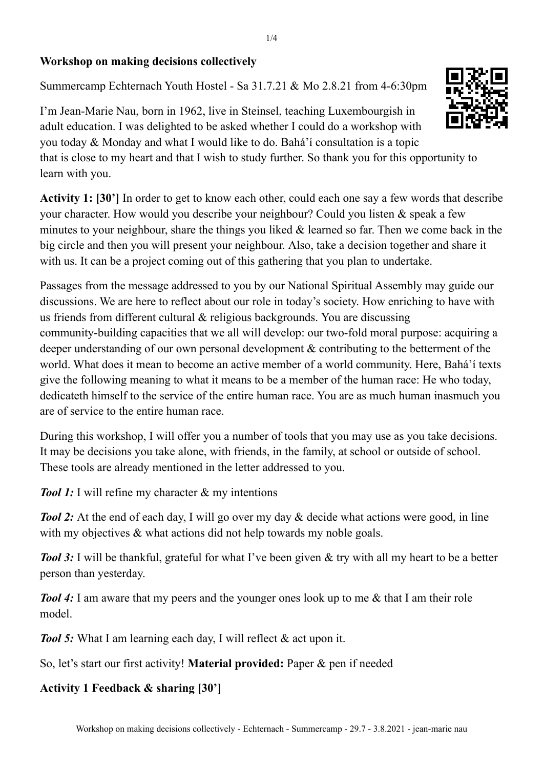**Workshop on making decisions collectively**

Summercamp Echternach Youth Hostel - Sa 31.7.21 & Mo 2.8.21 from 4-6:30pm

I'm Jean-Marie Nau, born in 1962, live in Steinsel, teaching Luxembourgish in adult education. I was delighted to be asked whether I could do a workshop with you today & Monday and what I would like to do. Bahá'í consultation is a topic that is close to my heart and that I wish to study further. So thank you for this opportunity to learn with you.

**Activity 1: [30']** In order to get to know each other, could each one say a few words that describe your character. How would you describe your neighbour? Could you listen & speak a few minutes to your neighbour, share the things you liked & learned so far. Then we come back in the big circle and then you will present your neighbour. Also, take a decision together and share it with us. It can be a project coming out of this gathering that you plan to undertake.

Passages from the message addressed to you by our National Spiritual Assembly may guide our discussions. We are here to reflect about our role in today's society. How enriching to have with us friends from different cultural & religious backgrounds. You are discussing community-building capacities that we all will develop: our two-fold moral purpose: acquiring a deeper understanding of our own personal development & contributing to the betterment of the world. What does it mean to become an active member of a world community. Here, Bahá'í texts give the following meaning to what it means to be a member of the human race: He who today, dedicateth himself to the service of the entire human race. You are as much human inasmuch you are of service to the entire human race.

During this workshop, I will offer you a number of tools that you may use as you take decisions. It may be decisions you take alone, with friends, in the family, at school or outside of school. These tools are already mentioned in the letter addressed to you.

***Tool 1:*** I will refine my character & my intentions

***Tool 2:*** At the end of each day, I will go over my day & decide what actions were good, in line with my objectives & what actions did not help towards my noble goals.

***Tool 3:*** I will be thankful, grateful for what I've been given & try with all my heart to be a better person than yesterday.

***Tool 4:*** I am aware that my peers and the younger ones look up to me & that I am their role model.

***Tool 5:*** What I am learning each day, I will reflect & act upon it.

So, let's start our first activity! **Material provided:** Paper & pen if needed

**Activity 1 Feedback & sharing [30']**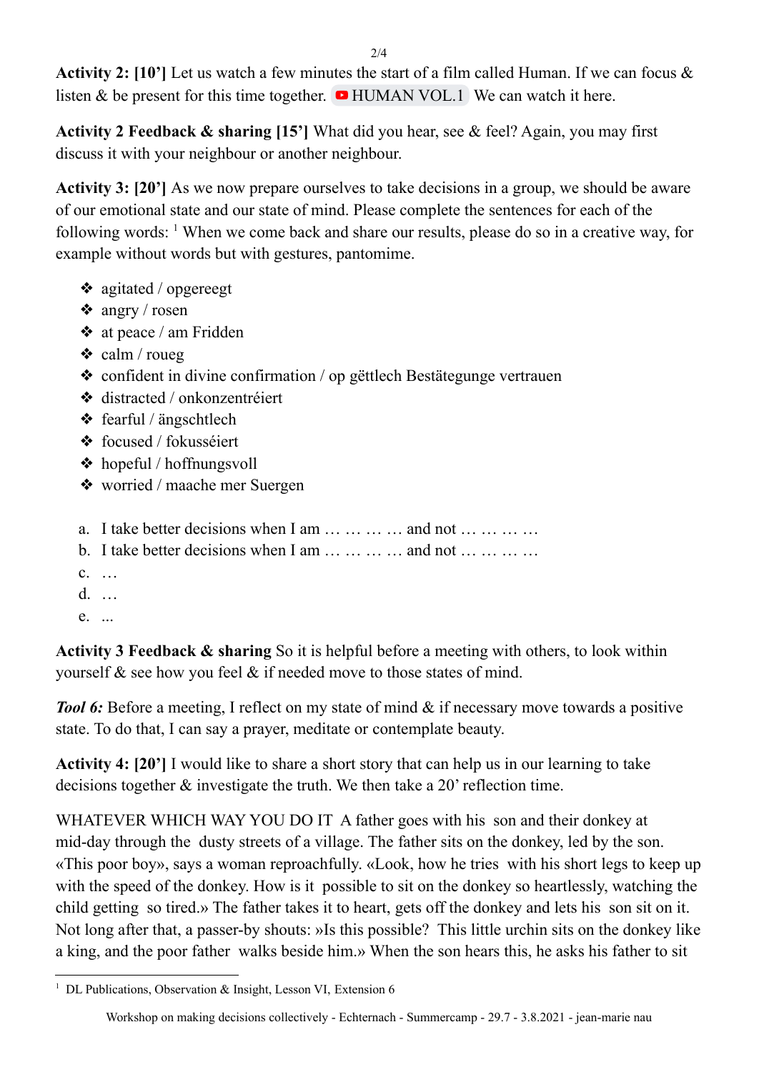**Activity 2: [10']** Let us watch a few minutes the start of a film called Human. If we can focus & listen & be present for this time together. HUMAN VOL.1 We can watch it here.

**Activity 2 Feedback & sharing [15']** What did you hear, see & feel? Again, you may first discuss it with your neighbour or another neighbour.

**Activity 3: [20']** As we now prepare ourselves to take decisions in a group, we should be aware of our emotional state and our state of mind. Please complete the sentences for each of the following words: [1] When we come back and share our results, please do so in a creative way, for example without words but with gestures, pantomime.

- agitated / opgereegt
- angry / rosen
- at peace / am Fridden
- calm / roueg
- confident in divine confirmation / op gëttlech Bestätegunge vertrauen
- distracted / onkonzentréiert
- fearful / ängschtlech
- focused / fokusséiert
- hopeful / hoffnungsvoll
- worried / maache mer Suergen

a. I take better decisions when I am … … … … and not … … … …
b. I take better decisions when I am … … … … and not … … … …
c. …
d. …
e. ...

**Activity 3 Feedback & sharing** So it is helpful before a meeting with others, to look within yourself & see how you feel & if needed move to those states of mind.

***Tool 6:*** Before a meeting, I reflect on my state of mind & if necessary move towards a positive state. To do that, I can say a prayer, meditate or contemplate beauty.

**Activity 4: [20']** I would like to share a short story that can help us in our learning to take decisions together & investigate the truth. We then take a 20' reflection time.

WHATEVER WHICH WAY YOU DO IT A father goes with his son and their donkey at mid-day through the dusty streets of a village. The father sits on the donkey, led by the son. «This poor boy», says a woman reproachfully. «Look, how he tries with his short legs to keep up with the speed of the donkey. How is it possible to sit on the donkey so heartlessly, watching the child getting so tired.» The father takes it to heart, gets off the donkey and lets his son sit on it. Not long after that, a passer-by shouts: »Is this possible? This little urchin sits on the donkey like a king, and the poor father walks beside him.» When the son hears this, he asks his father to sit

[1] DL Publications, Observation & Insight, Lesson VI, Extension 6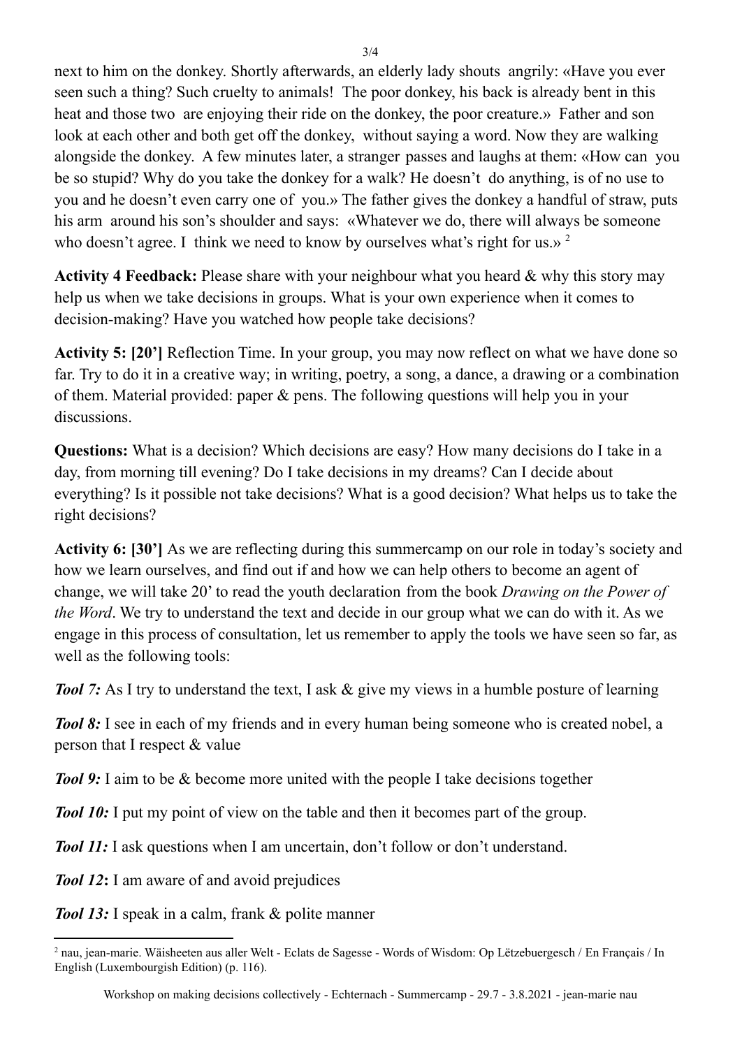next to him on the donkey. Shortly afterwards, an elderly lady shouts angrily: «Have you ever seen such a thing? Such cruelty to animals! The poor donkey, his back is already bent in this heat and those two are enjoying their ride on the donkey, the poor creature.» Father and son look at each other and both get off the donkey, without saying a word. Now they are walking alongside the donkey. A few minutes later, a stranger passes and laughs at them: «How can you be so stupid? Why do you take the donkey for a walk? He doesn't do anything, is of no use to you and he doesn't even carry one of you.» The father gives the donkey a handful of straw, puts his arm around his son's shoulder and says: «Whatever we do, there will always be someone who doesn't agree. I think we need to know by ourselves what's right for us.» [2]

**Activity 4 Feedback:** Please share with your neighbour what you heard & why this story may help us when we take decisions in groups. What is your own experience when it comes to decision-making? Have you watched how people take decisions?

**Activity 5: [20']** Reflection Time. In your group, you may now reflect on what we have done so far. Try to do it in a creative way; in writing, poetry, a song, a dance, a drawing or a combination of them. Material provided: paper & pens. The following questions will help you in your discussions.

**Questions:** What is a decision? Which decisions are easy? How many decisions do I take in a day, from morning till evening? Do I take decisions in my dreams? Can I decide about everything? Is it possible not take decisions? What is a good decision? What helps us to take the right decisions?

**Activity 6: [30']** As we are reflecting during this summercamp on our role in today's society and how we learn ourselves, and find out if and how we can help others to become an agent of change, we will take 20' to read the youth declaration from the book *Drawing on the Power of the Word*. We try to understand the text and decide in our group what we can do with it. As we engage in this process of consultation, let us remember to apply the tools we have seen so far, as well as the following tools:

***Tool 7:*** As I try to understand the text, I ask & give my views in a humble posture of learning

***Tool 8:*** I see in each of my friends and in every human being someone who is created nobel, a person that I respect & value

***Tool 9:*** I aim to be & become more united with the people I take decisions together

***Tool 10:*** I put my point of view on the table and then it becomes part of the group.

***Tool 11:*** I ask questions when I am uncertain, don't follow or don't understand.

***Tool 12*:** I am aware of and avoid prejudices

***Tool 13:*** I speak in a calm, frank & polite manner

[2] nau, jean-marie. Wäisheeten aus aller Welt - Eclats de Sagesse - Words of Wisdom: Op Lëtzebuergesch / En Français / In English (Luxembourgish Edition) (p. 116).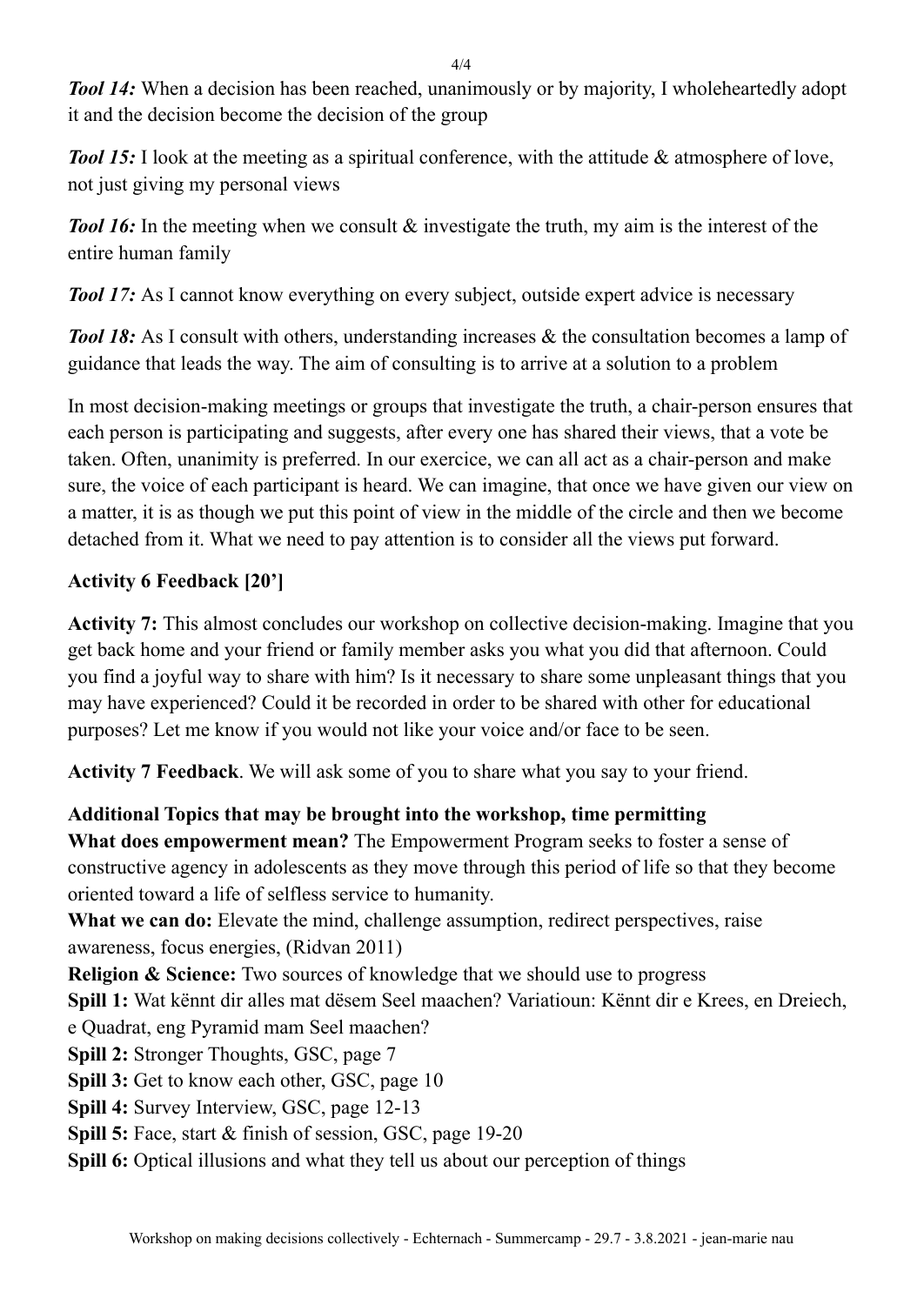***Tool 14:*** When a decision has been reached, unanimously or by majority, I wholeheartedly adopt it and the decision become the decision of the group

***Tool 15:*** I look at the meeting as a spiritual conference, with the attitude & atmosphere of love, not just giving my personal views

***Tool 16:*** In the meeting when we consult & investigate the truth, my aim is the interest of the entire human family

***Tool 17:*** As I cannot know everything on every subject, outside expert advice is necessary

***Tool 18:*** As I consult with others, understanding increases & the consultation becomes a lamp of guidance that leads the way. The aim of consulting is to arrive at a solution to a problem

In most decision-making meetings or groups that investigate the truth, a chair-person ensures that each person is participating and suggests, after every one has shared their views, that a vote be taken. Often, unanimity is preferred. In our exercice, we can all act as a chair-person and make sure, the voice of each participant is heard. We can imagine, that once we have given our view on a matter, it is as though we put this point of view in the middle of the circle and then we become detached from it. What we need to pay attention is to consider all the views put forward.

**Activity 6 Feedback [20']**

**Activity 7:** This almost concludes our workshop on collective decision-making. Imagine that you get back home and your friend or family member asks you what you did that afternoon. Could you find a joyful way to share with him? Is it necessary to share some unpleasant things that you may have experienced? Could it be recorded in order to be shared with other for educational purposes? Let me know if you would not like your voice and/or face to be seen.

**Activity 7 Feedback**. We will ask some of you to share what you say to your friend.

**Additional Topics that may be brought into the workshop, time permitting**

**What does empowerment mean?** The Empowerment Program seeks to foster a sense of constructive agency in adolescents as they move through this period of life so that they become oriented toward a life of selfless service to humanity.

**What we can do:** Elevate the mind, challenge assumption, redirect perspectives, raise awareness, focus energies, (Ridvan 2011)

**Religion & Science:** Two sources of knowledge that we should use to progress

**Spill 1:** Wat kënnt dir alles mat dësem Seel maachen? Variatioun: Kënnt dir e Krees, en Dreiech, e Quadrat, eng Pyramid mam Seel maachen?

**Spill 2:** Stronger Thoughts, GSC, page 7

**Spill 3:** Get to know each other, GSC, page 10

**Spill 4:** Survey Interview, GSC, page 12-13

**Spill 5:** Face, start & finish of session, GSC, page 19-20

**Spill 6:** Optical illusions and what they tell us about our perception of things